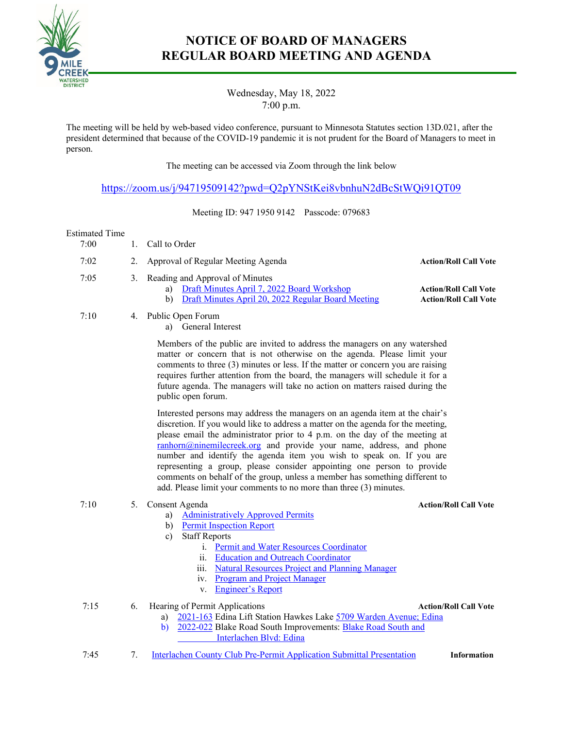# NOTICE OF BOARD OF MANAGERS REGULAR BOARD MEETING AND AGENDA

Wednesday, May 18, 2022
7:00 p.m.

The meeting will be held by web-based video conference, pursuant to Minnesota Statutes section 13D.021, after the president determined that because of the COVID-19 pandemic it is not prudent for the Board of Managers to meet in person.

The meeting can be accessed via Zoom through the link below

https://zoom.us/j/94719509142?pwd=Q2pYNStKei8vbnhuN2dBcStWQi91QT09

Meeting ID: 947 1950 9142 Passcode: 079683

| Estimated Time | | Item | |
|---|---|---|---|
| 7:00 | 1. | Call to Order | |
| 7:02 | 2. | Approval of Regular Meeting Agenda | **Action/Roll Call Vote** |
| 7:05 | 3. | Reading and Approval of Minutes | |
| | | a) Draft Minutes April 7, 2022 Board Workshop | **Action/Roll Call Vote** |
| | | b) Draft Minutes April 20, 2022 Regular Board Meeting | **Action/Roll Call Vote** |
| 7:10 | 4. | Public Open Forum | |
| | | a) General Interest | |

Members of the public are invited to address the managers on any watershed matter or concern that is not otherwise on the agenda. Please limit your comments to three (3) minutes or less. If the matter or concern you are raising requires further attention from the board, the managers will schedule it for a future agenda. The managers will take no action on matters raised during the public open forum.

Interested persons may address the managers on an agenda item at the chair's discretion. If you would like to address a matter on the agenda for the meeting, please email the administrator prior to 4 p.m. on the day of the meeting at ranhorn@ninemilecreek.org and provide your name, address, and phone number and identify the agenda item you wish to speak on. If you are representing a group, please consider appointing one person to provide comments on behalf of the group, unless a member has something different to add. Please limit your comments to no more than three (3) minutes.

| Estimated Time | | Item | |
|---|---|---|---|
| 7:10 | 5. | Consent Agenda | **Action/Roll Call Vote** |
| | | a) Administratively Approved Permits | |
| | | b) Permit Inspection Report | |
| | | c) Staff Reports | |
| | | i. Permit and Water Resources Coordinator | |
| | | ii. Education and Outreach Coordinator | |
| | | iii. Natural Resources Project and Planning Manager | |
| | | iv. Program and Project Manager | |
| | | v. Engineer's Report | |
| 7:15 | 6. | Hearing of Permit Applications | **Action/Roll Call Vote** |
| | | a) 2021-163 Edina Lift Station Hawkes Lake 5709 Warden Avenue; Edina | |
| | | b) 2022-022 Blake Road South Improvements: Blake Road South and Interlachen Blvd: Edina | |
| 7:45 | 7. | Interlachen County Club Pre-Permit Application Submittal Presentation | **Information** |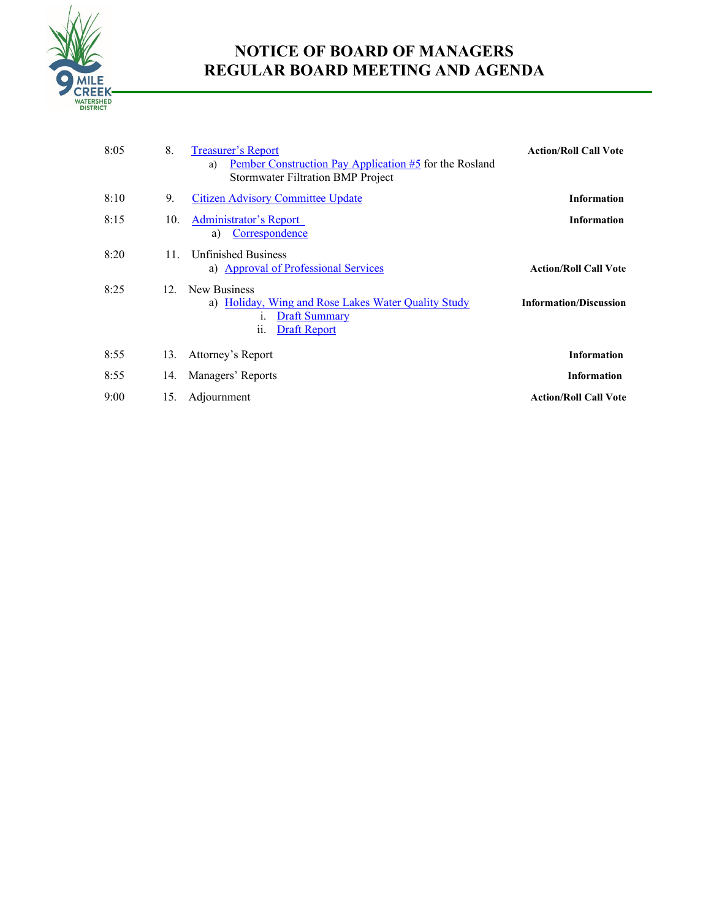# NOTICE OF BOARD OF MANAGERS REGULAR BOARD MEETING AND AGENDA

| | | | |
|---|---|---|---|
| 8:05 | 8. | Treasurer's Report<br>a) Pember Construction Pay Application #5 for the Rosland Stormwater Filtration BMP Project | **Action/Roll Call Vote** |
| 8:10 | 9. | Citizen Advisory Committee Update | **Information** |
| 8:15 | 10. | Administrator's Report<br>a) Correspondence | **Information** |
| 8:20 | 11. | Unfinished Business<br>a) Approval of Professional Services | **Action/Roll Call Vote** |
| 8:25 | 12. | New Business<br>a) Holiday, Wing and Rose Lakes Water Quality Study<br>i. Draft Summary<br>ii. Draft Report | **Information/Discussion** |
| 8:55 | 13. | Attorney's Report | **Information** |
| 8:55 | 14. | Managers' Reports | **Information** |
| 9:00 | 15. | Adjournment | **Action/Roll Call Vote** |